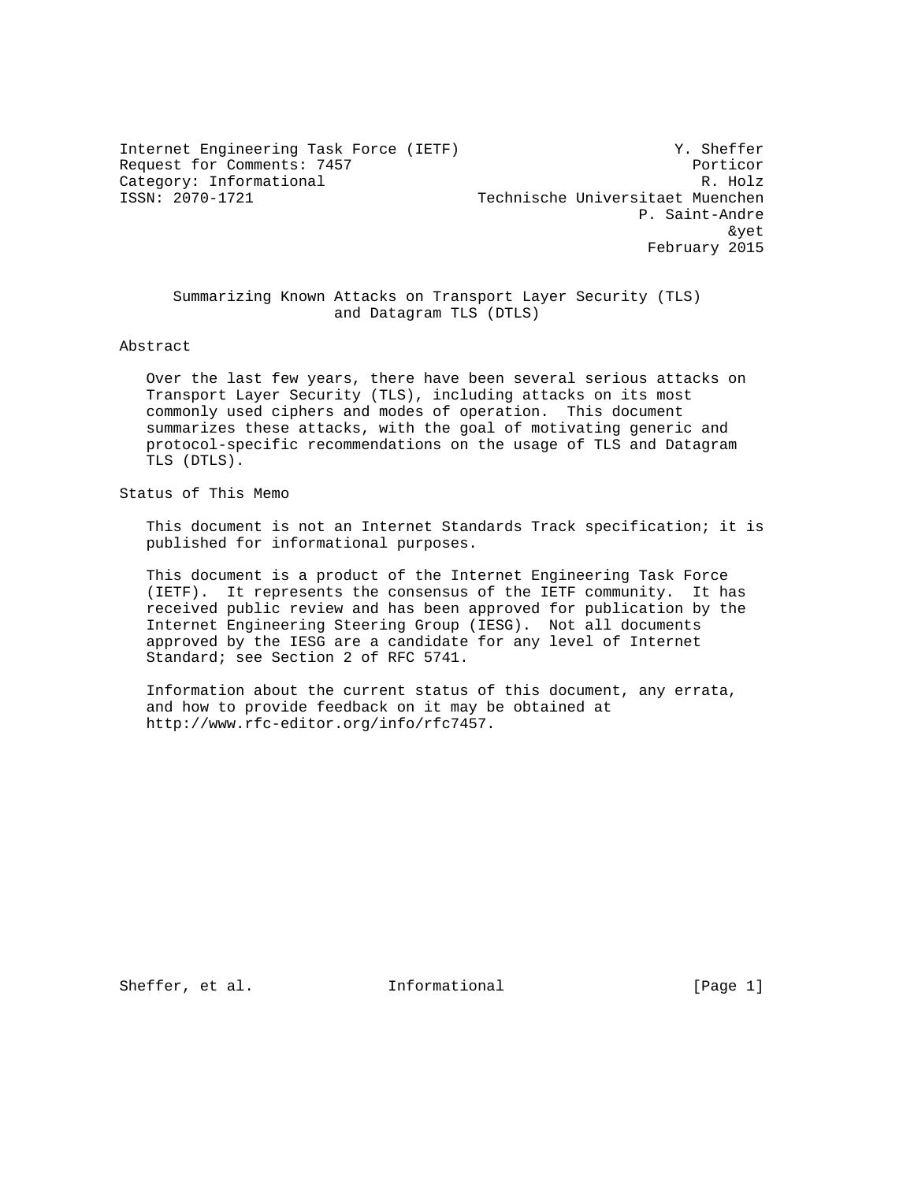Internet Engineering Task Force (IETF) — Y. Sheffer, Porticor
Request for Comments: 7457 — R. Holz, Technische Universitaet Muenchen
Category: Informational — P. Saint-Andre, &yet
ISSN: 2070-1721 — February 2015

# Summarizing Known Attacks on Transport Layer Security (TLS) and Datagram TLS (DTLS)

## Abstract

Over the last few years, there have been several serious attacks on Transport Layer Security (TLS), including attacks on its most commonly used ciphers and modes of operation. This document summarizes these attacks, with the goal of motivating generic and protocol-specific recommendations on the usage of TLS and Datagram TLS (DTLS).

## Status of This Memo

This document is not an Internet Standards Track specification; it is published for informational purposes.

This document is a product of the Internet Engineering Task Force (IETF). It represents the consensus of the IETF community. It has received public review and has been approved for publication by the Internet Engineering Steering Group (IESG). Not all documents approved by the IESG are a candidate for any level of Internet Standard; see Section 2 of RFC 5741.

Information about the current status of this document, any errata, and how to provide feedback on it may be obtained at http://www.rfc-editor.org/info/rfc7457.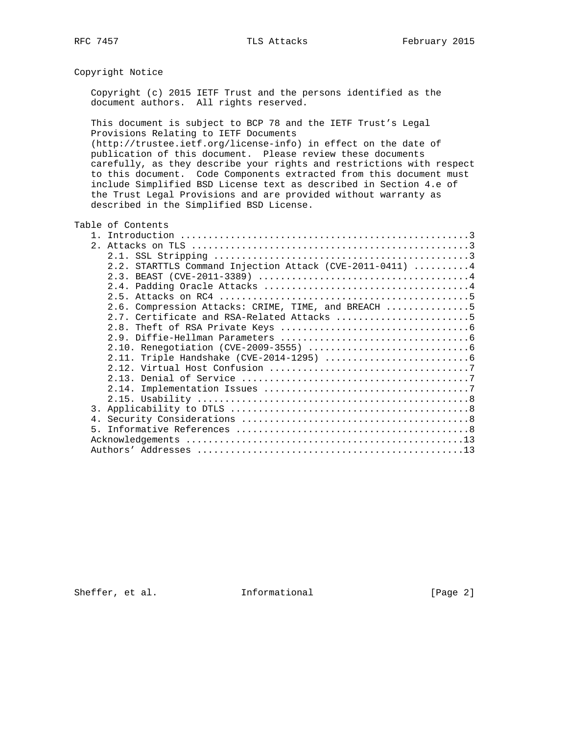## Copyright Notice

Copyright (c) 2015 IETF Trust and the persons identified as the document authors. All rights reserved.

This document is subject to BCP 78 and the IETF Trust's Legal Provisions Relating to IETF Documents (http://trustee.ietf.org/license-info) in effect on the date of publication of this document. Please review these documents carefully, as they describe your rights and restrictions with respect to this document. Code Components extracted from this document must include Simplified BSD License text as described in Section 4.e of the Trust Legal Provisions and are provided without warranty as described in the Simplified BSD License.

## Table of Contents

```
   1. Introduction ....................................................3
   2. Attacks on TLS ..................................................3
      2.1. SSL Stripping ..............................................3
      2.2. STARTTLS Command Injection Attack (CVE-2011-0411) ..........4
      2.3. BEAST (CVE-2011-3389) ......................................4
      2.4. Padding Oracle Attacks .....................................4
      2.5. Attacks on RC4 .............................................5
      2.6. Compression Attacks: CRIME, TIME, and BREACH ...............5
      2.7. Certificate and RSA-Related Attacks ........................5
      2.8. Theft of RSA Private Keys ..................................6
      2.9. Diffie-Hellman Parameters ..................................6
      2.10. Renegotiation (CVE-2009-3555) .............................6
      2.11. Triple Handshake (CVE-2014-1295) ..........................6
      2.12. Virtual Host Confusion ....................................7
      2.13. Denial of Service .........................................7
      2.14. Implementation Issues .....................................7
      2.15. Usability .................................................8
   3. Applicability to DTLS ...........................................8
   4. Security Considerations .........................................8
   5. Informative References ..........................................8
   Acknowledgements ..................................................13
   Authors' Addresses ................................................13
```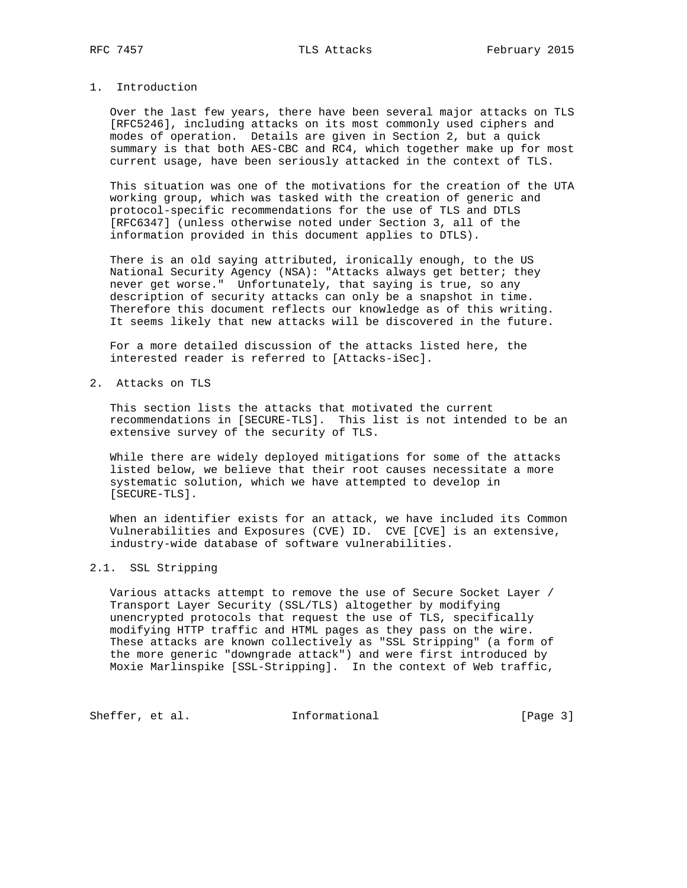## 1. Introduction

Over the last few years, there have been several major attacks on TLS [RFC5246], including attacks on its most commonly used ciphers and modes of operation. Details are given in Section 2, but a quick summary is that both AES-CBC and RC4, which together make up for most current usage, have been seriously attacked in the context of TLS.

This situation was one of the motivations for the creation of the UTA working group, which was tasked with the creation of generic and protocol-specific recommendations for the use of TLS and DTLS [RFC6347] (unless otherwise noted under Section 3, all of the information provided in this document applies to DTLS).

There is an old saying attributed, ironically enough, to the US National Security Agency (NSA): "Attacks always get better; they never get worse." Unfortunately, that saying is true, so any description of security attacks can only be a snapshot in time. Therefore this document reflects our knowledge as of this writing. It seems likely that new attacks will be discovered in the future.

For a more detailed discussion of the attacks listed here, the interested reader is referred to [Attacks-iSec].

## 2. Attacks on TLS

This section lists the attacks that motivated the current recommendations in [SECURE-TLS]. This list is not intended to be an extensive survey of the security of TLS.

While there are widely deployed mitigations for some of the attacks listed below, we believe that their root causes necessitate a more systematic solution, which we have attempted to develop in [SECURE-TLS].

When an identifier exists for an attack, we have included its Common Vulnerabilities and Exposures (CVE) ID. CVE [CVE] is an extensive, industry-wide database of software vulnerabilities.

### 2.1. SSL Stripping

Various attacks attempt to remove the use of Secure Socket Layer / Transport Layer Security (SSL/TLS) altogether by modifying unencrypted protocols that request the use of TLS, specifically modifying HTTP traffic and HTML pages as they pass on the wire. These attacks are known collectively as "SSL Stripping" (a form of the more generic "downgrade attack") and were first introduced by Moxie Marlinspike [SSL-Stripping]. In the context of Web traffic,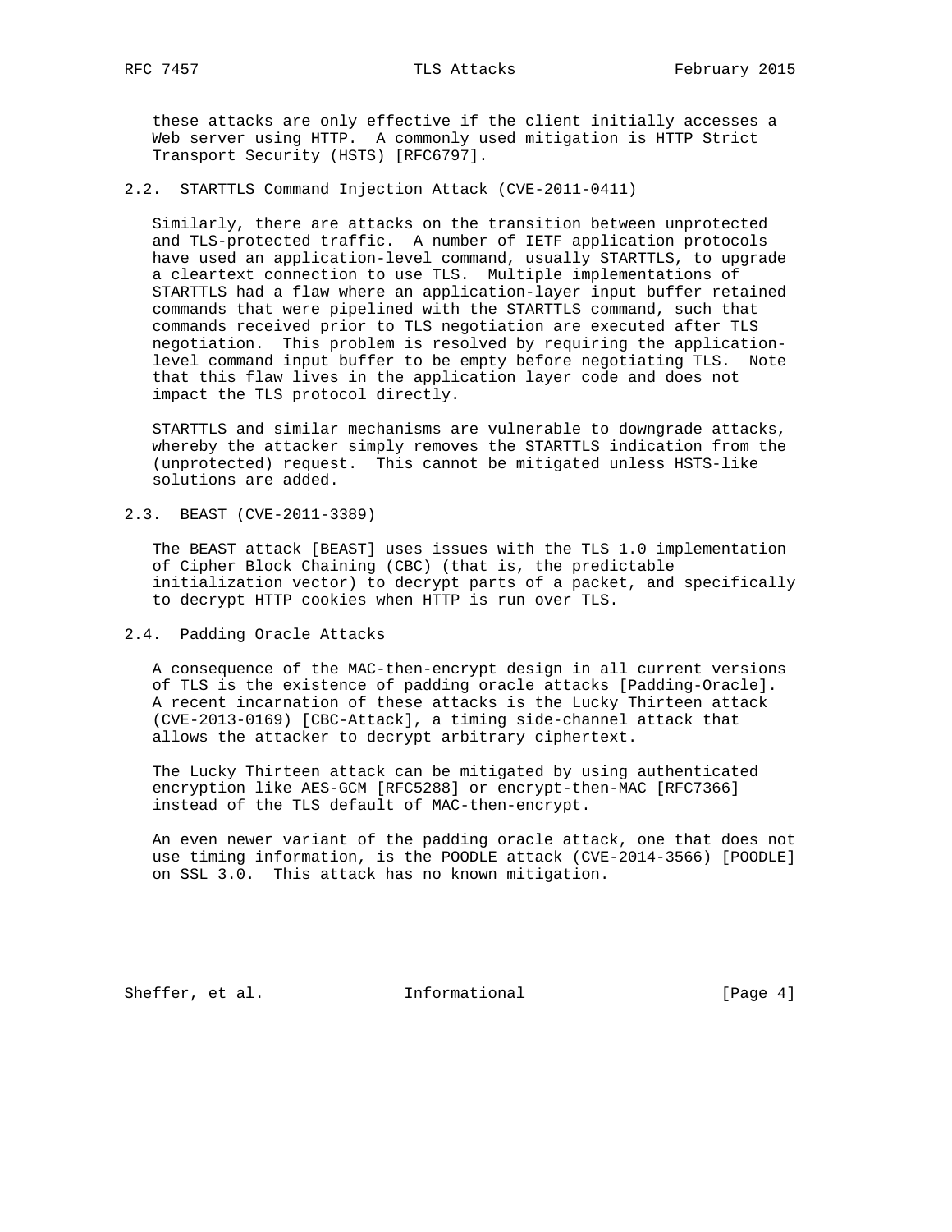these attacks are only effective if the client initially accesses a Web server using HTTP. A commonly used mitigation is HTTP Strict Transport Security (HSTS) [RFC6797].

### 2.2. STARTTLS Command Injection Attack (CVE-2011-0411)

Similarly, there are attacks on the transition between unprotected and TLS-protected traffic. A number of IETF application protocols have used an application-level command, usually STARTTLS, to upgrade a cleartext connection to use TLS. Multiple implementations of STARTTLS had a flaw where an application-layer input buffer retained commands that were pipelined with the STARTTLS command, such that commands received prior to TLS negotiation are executed after TLS negotiation. This problem is resolved by requiring the application-level command input buffer to be empty before negotiating TLS. Note that this flaw lives in the application layer code and does not impact the TLS protocol directly.

STARTTLS and similar mechanisms are vulnerable to downgrade attacks, whereby the attacker simply removes the STARTTLS indication from the (unprotected) request. This cannot be mitigated unless HSTS-like solutions are added.

### 2.3. BEAST (CVE-2011-3389)

The BEAST attack [BEAST] uses issues with the TLS 1.0 implementation of Cipher Block Chaining (CBC) (that is, the predictable initialization vector) to decrypt parts of a packet, and specifically to decrypt HTTP cookies when HTTP is run over TLS.

### 2.4. Padding Oracle Attacks

A consequence of the MAC-then-encrypt design in all current versions of TLS is the existence of padding oracle attacks [Padding-Oracle]. A recent incarnation of these attacks is the Lucky Thirteen attack (CVE-2013-0169) [CBC-Attack], a timing side-channel attack that allows the attacker to decrypt arbitrary ciphertext.

The Lucky Thirteen attack can be mitigated by using authenticated encryption like AES-GCM [RFC5288] or encrypt-then-MAC [RFC7366] instead of the TLS default of MAC-then-encrypt.

An even newer variant of the padding oracle attack, one that does not use timing information, is the POODLE attack (CVE-2014-3566) [POODLE] on SSL 3.0. This attack has no known mitigation.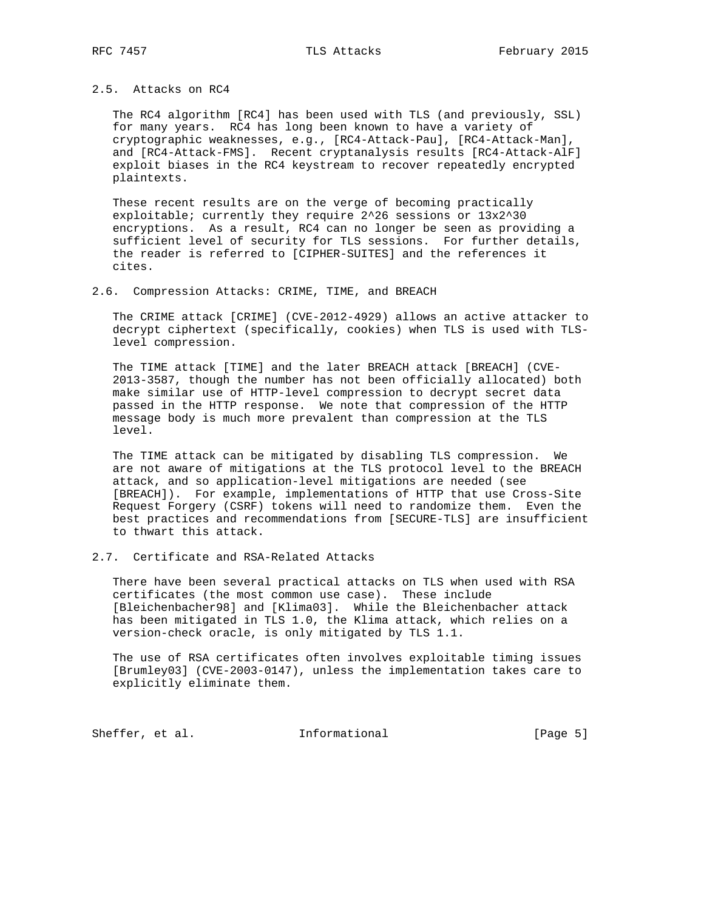## 2.5. Attacks on RC4

The RC4 algorithm [RC4] has been used with TLS (and previously, SSL) for many years. RC4 has long been known to have a variety of cryptographic weaknesses, e.g., [RC4-Attack-Pau], [RC4-Attack-Man], and [RC4-Attack-FMS]. Recent cryptanalysis results [RC4-Attack-AlF] exploit biases in the RC4 keystream to recover repeatedly encrypted plaintexts.

These recent results are on the verge of becoming practically exploitable; currently they require $2^{26}$ sessions or $13 \times 2^{30}$ encryptions. As a result, RC4 can no longer be seen as providing a sufficient level of security for TLS sessions. For further details, the reader is referred to [CIPHER-SUITES] and the references it cites.

## 2.6. Compression Attacks: CRIME, TIME, and BREACH

The CRIME attack [CRIME] (CVE-2012-4929) allows an active attacker to decrypt ciphertext (specifically, cookies) when TLS is used with TLS-level compression.

The TIME attack [TIME] and the later BREACH attack [BREACH] (CVE-2013-3587, though the number has not been officially allocated) both make similar use of HTTP-level compression to decrypt secret data passed in the HTTP response. We note that compression of the HTTP message body is much more prevalent than compression at the TLS level.

The TIME attack can be mitigated by disabling TLS compression. We are not aware of mitigations at the TLS protocol level to the BREACH attack, and so application-level mitigations are needed (see [BREACH]). For example, implementations of HTTP that use Cross-Site Request Forgery (CSRF) tokens will need to randomize them. Even the best practices and recommendations from [SECURE-TLS] are insufficient to thwart this attack.

## 2.7. Certificate and RSA-Related Attacks

There have been several practical attacks on TLS when used with RSA certificates (the most common use case). These include [Bleichenbacher98] and [Klima03]. While the Bleichenbacher attack has been mitigated in TLS 1.0, the Klima attack, which relies on a version-check oracle, is only mitigated by TLS 1.1.

The use of RSA certificates often involves exploitable timing issues [Brumley03] (CVE-2003-0147), unless the implementation takes care to explicitly eliminate them.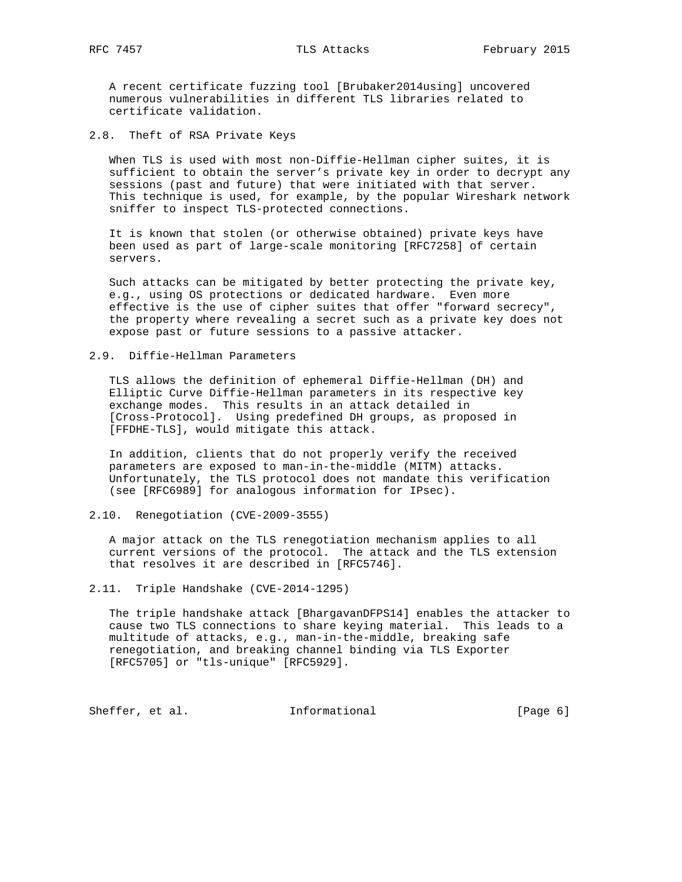A recent certificate fuzzing tool [Brubaker2014using] uncovered numerous vulnerabilities in different TLS libraries related to certificate validation.

### 2.8. Theft of RSA Private Keys

When TLS is used with most non-Diffie-Hellman cipher suites, it is sufficient to obtain the server's private key in order to decrypt any sessions (past and future) that were initiated with that server. This technique is used, for example, by the popular Wireshark network sniffer to inspect TLS-protected connections.

It is known that stolen (or otherwise obtained) private keys have been used as part of large-scale monitoring [RFC7258] of certain servers.

Such attacks can be mitigated by better protecting the private key, e.g., using OS protections or dedicated hardware. Even more effective is the use of cipher suites that offer "forward secrecy", the property where revealing a secret such as a private key does not expose past or future sessions to a passive attacker.

### 2.9. Diffie-Hellman Parameters

TLS allows the definition of ephemeral Diffie-Hellman (DH) and Elliptic Curve Diffie-Hellman parameters in its respective key exchange modes. This results in an attack detailed in [Cross-Protocol]. Using predefined DH groups, as proposed in [FFDHE-TLS], would mitigate this attack.

In addition, clients that do not properly verify the received parameters are exposed to man-in-the-middle (MITM) attacks. Unfortunately, the TLS protocol does not mandate this verification (see [RFC6989] for analogous information for IPsec).

### 2.10. Renegotiation (CVE-2009-3555)

A major attack on the TLS renegotiation mechanism applies to all current versions of the protocol. The attack and the TLS extension that resolves it are described in [RFC5746].

### 2.11. Triple Handshake (CVE-2014-1295)

The triple handshake attack [BhargavanDFPS14] enables the attacker to cause two TLS connections to share keying material. This leads to a multitude of attacks, e.g., man-in-the-middle, breaking safe renegotiation, and breaking channel binding via TLS Exporter [RFC5705] or "tls-unique" [RFC5929].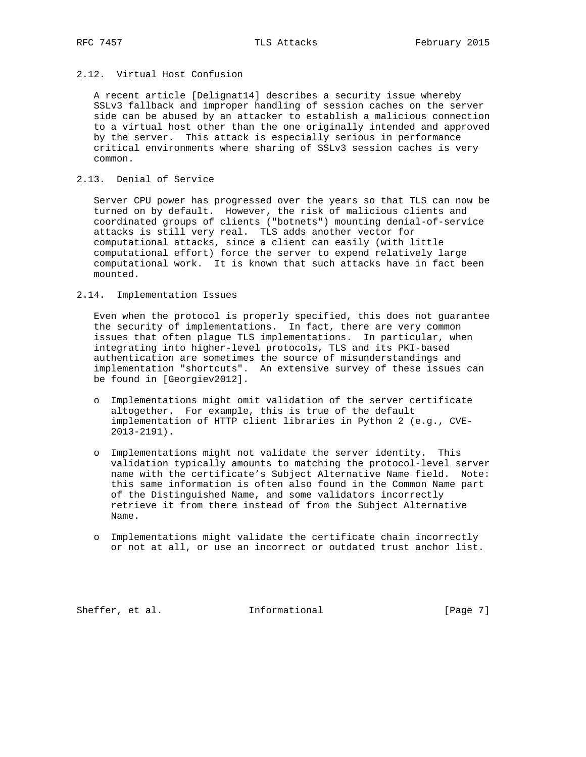### 2.12. Virtual Host Confusion

A recent article [Delignat14] describes a security issue whereby SSLv3 fallback and improper handling of session caches on the server side can be abused by an attacker to establish a malicious connection to a virtual host other than the one originally intended and approved by the server. This attack is especially serious in performance critical environments where sharing of SSLv3 session caches is very common.

### 2.13. Denial of Service

Server CPU power has progressed over the years so that TLS can now be turned on by default. However, the risk of malicious clients and coordinated groups of clients ("botnets") mounting denial-of-service attacks is still very real. TLS adds another vector for computational attacks, since a client can easily (with little computational effort) force the server to expend relatively large computational work. It is known that such attacks have in fact been mounted.

### 2.14. Implementation Issues

Even when the protocol is properly specified, this does not guarantee the security of implementations. In fact, there are very common issues that often plague TLS implementations. In particular, when integrating into higher-level protocols, TLS and its PKI-based authentication are sometimes the source of misunderstandings and implementation "shortcuts". An extensive survey of these issues can be found in [Georgiev2012].

- Implementations might omit validation of the server certificate altogether. For example, this is true of the default implementation of HTTP client libraries in Python 2 (e.g., CVE-2013-2191).

- Implementations might not validate the server identity. This validation typically amounts to matching the protocol-level server name with the certificate's Subject Alternative Name field. Note: this same information is often also found in the Common Name part of the Distinguished Name, and some validators incorrectly retrieve it from there instead of from the Subject Alternative Name.

- Implementations might validate the certificate chain incorrectly or not at all, or use an incorrect or outdated trust anchor list.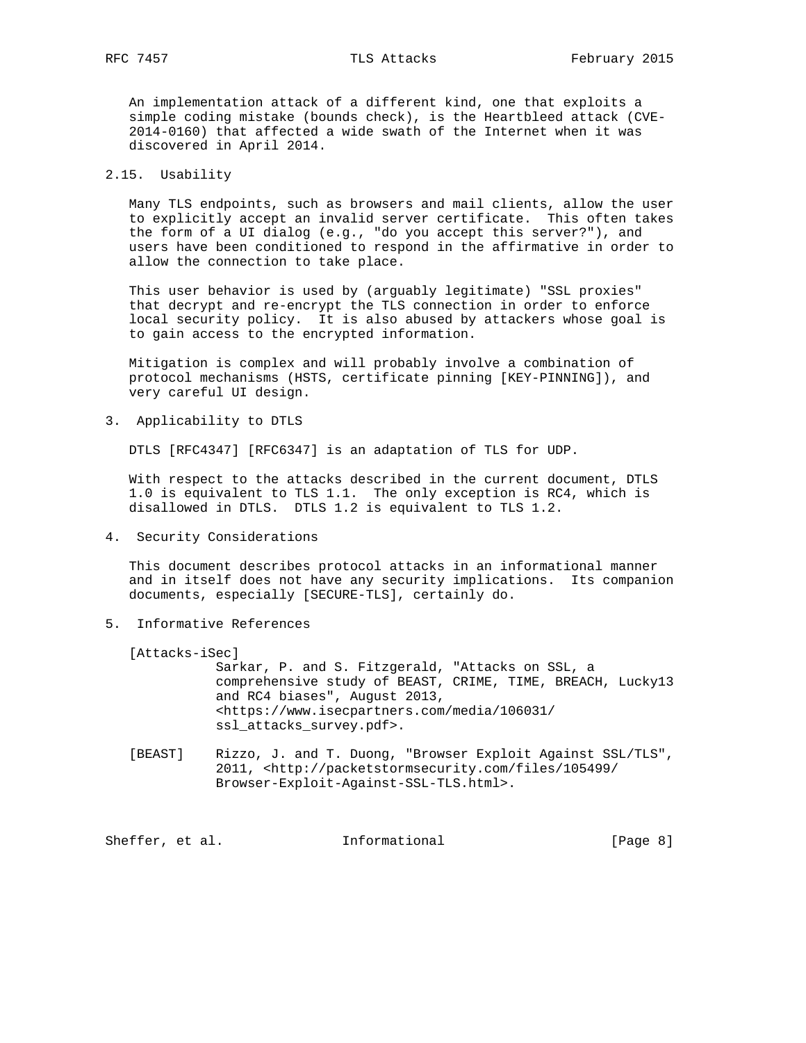An implementation attack of a different kind, one that exploits a simple coding mistake (bounds check), is the Heartbleed attack (CVE-2014-0160) that affected a wide swath of the Internet when it was discovered in April 2014.

### 2.15. Usability

Many TLS endpoints, such as browsers and mail clients, allow the user to explicitly accept an invalid server certificate. This often takes the form of a UI dialog (e.g., "do you accept this server?"), and users have been conditioned to respond in the affirmative in order to allow the connection to take place.

This user behavior is used by (arguably legitimate) "SSL proxies" that decrypt and re-encrypt the TLS connection in order to enforce local security policy. It is also abused by attackers whose goal is to gain access to the encrypted information.

Mitigation is complex and will probably involve a combination of protocol mechanisms (HSTS, certificate pinning [KEY-PINNING]), and very careful UI design.

## 3. Applicability to DTLS

DTLS [RFC4347] [RFC6347] is an adaptation of TLS for UDP.

With respect to the attacks described in the current document, DTLS 1.0 is equivalent to TLS 1.1. The only exception is RC4, which is disallowed in DTLS. DTLS 1.2 is equivalent to TLS 1.2.

## 4. Security Considerations

This document describes protocol attacks in an informational manner and in itself does not have any security implications. Its companion documents, especially [SECURE-TLS], certainly do.

## 5. Informative References

[Attacks-iSec]
Sarkar, P. and S. Fitzgerald, "Attacks on SSL, a comprehensive study of BEAST, CRIME, TIME, BREACH, Lucky13 and RC4 biases", August 2013, <https://www.isecpartners.com/media/106031/ssl_attacks_survey.pdf>.

[BEAST] Rizzo, J. and T. Duong, "Browser Exploit Against SSL/TLS", 2011, <http://packetstormsecurity.com/files/105499/Browser-Exploit-Against-SSL-TLS.html>.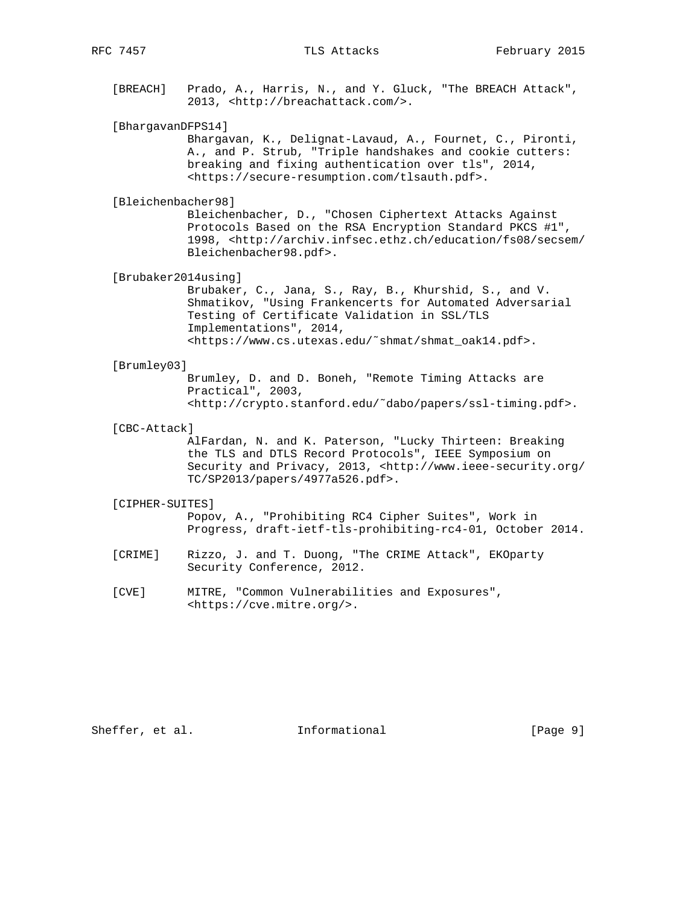[BREACH] Prado, A., Harris, N., and Y. Gluck, "The BREACH Attack", 2013, <http://breachattack.com/>.

[BhargavanDFPS14] Bhargavan, K., Delignat-Lavaud, A., Fournet, C., Pironti, A., and P. Strub, "Triple handshakes and cookie cutters: breaking and fixing authentication over tls", 2014, <https://secure-resumption.com/tlsauth.pdf>.

[Bleichenbacher98] Bleichenbacher, D., "Chosen Ciphertext Attacks Against Protocols Based on the RSA Encryption Standard PKCS #1", 1998, <http://archiv.infsec.ethz.ch/education/fs08/secsem/Bleichenbacher98.pdf>.

[Brubaker2014using] Brubaker, C., Jana, S., Ray, B., Khurshid, S., and V. Shmatikov, "Using Frankencerts for Automated Adversarial Testing of Certificate Validation in SSL/TLS Implementations", 2014, <https://www.cs.utexas.edu/~shmat/shmat_oak14.pdf>.

[Brumley03] Brumley, D. and D. Boneh, "Remote Timing Attacks are Practical", 2003, <http://crypto.stanford.edu/~dabo/papers/ssl-timing.pdf>.

[CBC-Attack] AlFardan, N. and K. Paterson, "Lucky Thirteen: Breaking the TLS and DTLS Record Protocols", IEEE Symposium on Security and Privacy, 2013, <http://www.ieee-security.org/TC/SP2013/papers/4977a526.pdf>.

[CIPHER-SUITES] Popov, A., "Prohibiting RC4 Cipher Suites", Work in Progress, draft-ietf-tls-prohibiting-rc4-01, October 2014.

[CRIME] Rizzo, J. and T. Duong, "The CRIME Attack", EKOparty Security Conference, 2012.

[CVE] MITRE, "Common Vulnerabilities and Exposures", <https://cve.mitre.org/>.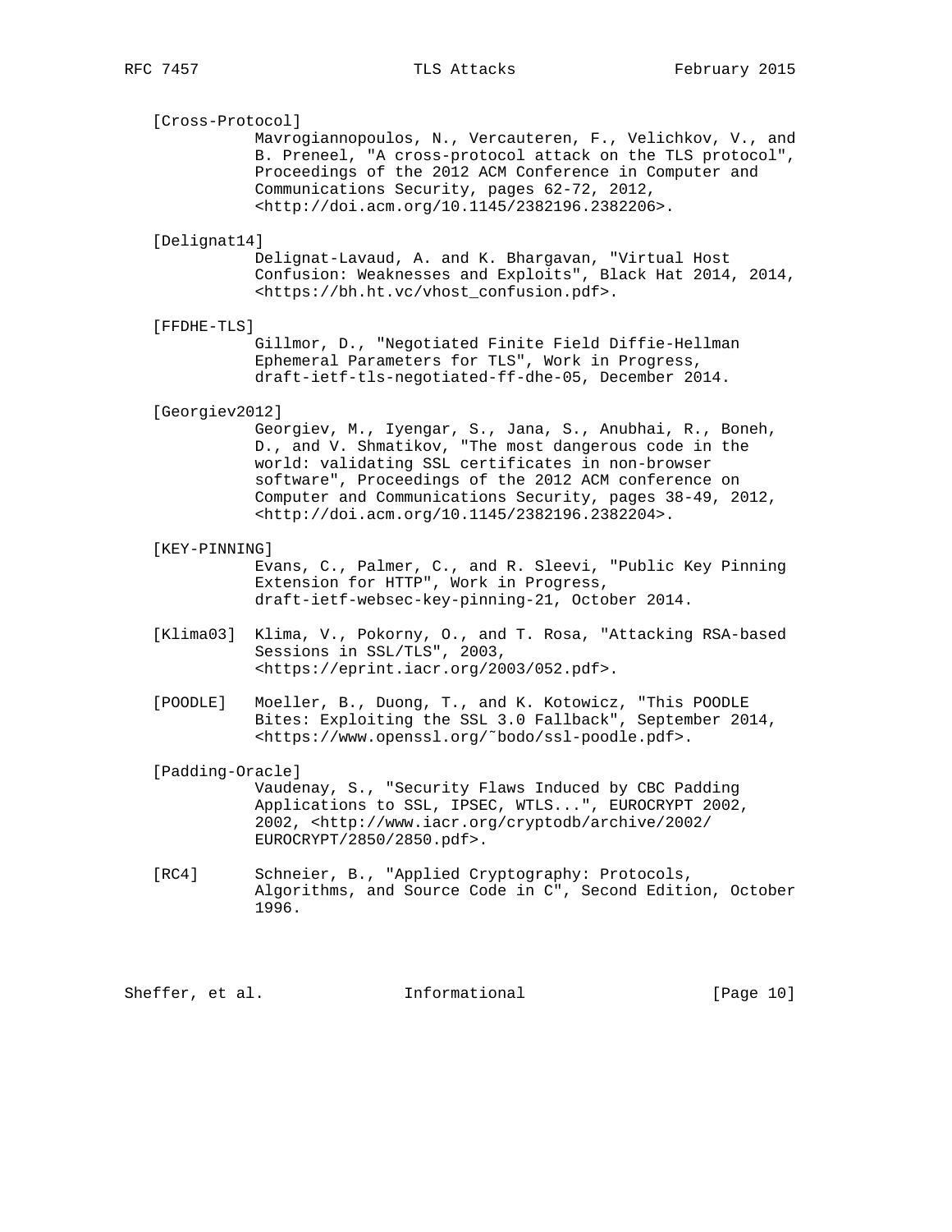[Cross-Protocol]
Mavrogiannopoulos, N., Vercauteren, F., Velichkov, V., and B. Preneel, "A cross-protocol attack on the TLS protocol", Proceedings of the 2012 ACM Conference in Computer and Communications Security, pages 62-72, 2012, <http://doi.acm.org/10.1145/2382196.2382206>.

[Delignat14]
Delignat-Lavaud, A. and K. Bhargavan, "Virtual Host Confusion: Weaknesses and Exploits", Black Hat 2014, 2014, <https://bh.ht.vc/vhost_confusion.pdf>.

[FFDHE-TLS]
Gillmor, D., "Negotiated Finite Field Diffie-Hellman Ephemeral Parameters for TLS", Work in Progress, draft-ietf-tls-negotiated-ff-dhe-05, December 2014.

[Georgiev2012]
Georgiev, M., Iyengar, S., Jana, S., Anubhai, R., Boneh, D., and V. Shmatikov, "The most dangerous code in the world: validating SSL certificates in non-browser software", Proceedings of the 2012 ACM conference on Computer and Communications Security, pages 38-49, 2012, <http://doi.acm.org/10.1145/2382196.2382204>.

[KEY-PINNING]
Evans, C., Palmer, C., and R. Sleevi, "Public Key Pinning Extension for HTTP", Work in Progress, draft-ietf-websec-key-pinning-21, October 2014.

[Klima03] Klima, V., Pokorny, O., and T. Rosa, "Attacking RSA-based Sessions in SSL/TLS", 2003, <https://eprint.iacr.org/2003/052.pdf>.

[POODLE] Moeller, B., Duong, T., and K. Kotowicz, "This POODLE Bites: Exploiting the SSL 3.0 Fallback", September 2014, <https://www.openssl.org/~bodo/ssl-poodle.pdf>.

[Padding-Oracle]
Vaudenay, S., "Security Flaws Induced by CBC Padding Applications to SSL, IPSEC, WTLS...", EUROCRYPT 2002, 2002, <http://www.iacr.org/cryptodb/archive/2002/EUROCRYPT/2850/2850.pdf>.

[RC4] Schneier, B., "Applied Cryptography: Protocols, Algorithms, and Source Code in C", Second Edition, October 1996.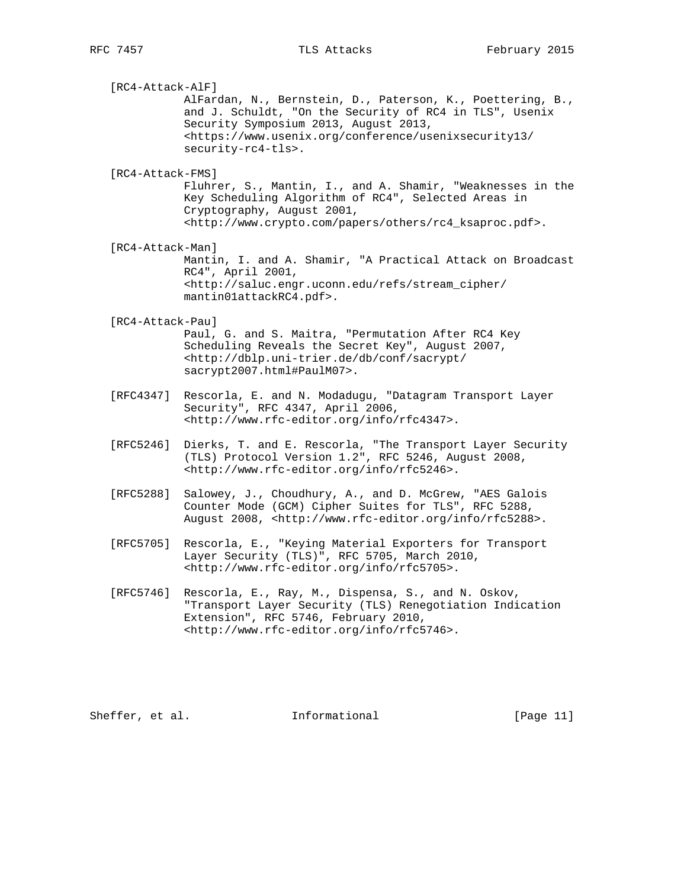[RC4-Attack-AlF]
AlFardan, N., Bernstein, D., Paterson, K., Poettering, B., and J. Schuldt, "On the Security of RC4 in TLS", Usenix Security Symposium 2013, August 2013, <https://www.usenix.org/conference/usenixsecurity13/security-rc4-tls>.

[RC4-Attack-FMS]
Fluhrer, S., Mantin, I., and A. Shamir, "Weaknesses in the Key Scheduling Algorithm of RC4", Selected Areas in Cryptography, August 2001, <http://www.crypto.com/papers/others/rc4_ksaproc.pdf>.

[RC4-Attack-Man]
Mantin, I. and A. Shamir, "A Practical Attack on Broadcast RC4", April 2001, <http://saluc.engr.uconn.edu/refs/stream_cipher/mantin01attackRC4.pdf>.

[RC4-Attack-Pau]
Paul, G. and S. Maitra, "Permutation After RC4 Key Scheduling Reveals the Secret Key", August 2007, <http://dblp.uni-trier.de/db/conf/sacrypt/sacrypt2007.html#PaulM07>.

[RFC4347] Rescorla, E. and N. Modadugu, "Datagram Transport Layer Security", RFC 4347, April 2006, <http://www.rfc-editor.org/info/rfc4347>.

[RFC5246] Dierks, T. and E. Rescorla, "The Transport Layer Security (TLS) Protocol Version 1.2", RFC 5246, August 2008, <http://www.rfc-editor.org/info/rfc5246>.

[RFC5288] Salowey, J., Choudhury, A., and D. McGrew, "AES Galois Counter Mode (GCM) Cipher Suites for TLS", RFC 5288, August 2008, <http://www.rfc-editor.org/info/rfc5288>.

[RFC5705] Rescorla, E., "Keying Material Exporters for Transport Layer Security (TLS)", RFC 5705, March 2010, <http://www.rfc-editor.org/info/rfc5705>.

[RFC5746] Rescorla, E., Ray, M., Dispensa, S., and N. Oskov, "Transport Layer Security (TLS) Renegotiation Indication Extension", RFC 5746, February 2010, <http://www.rfc-editor.org/info/rfc5746>.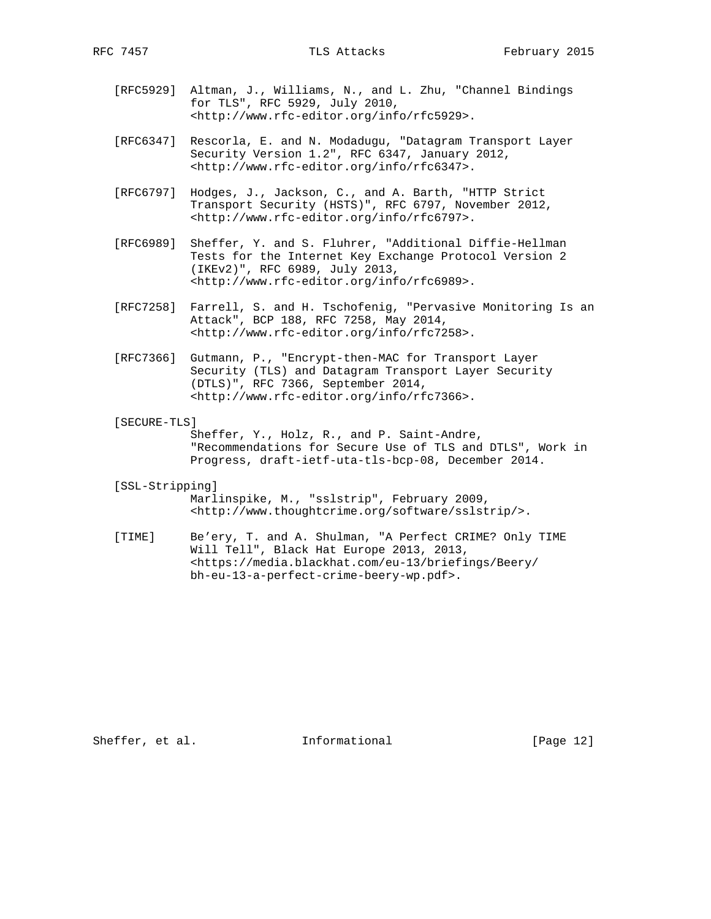[RFC5929] Altman, J., Williams, N., and L. Zhu, "Channel Bindings for TLS", RFC 5929, July 2010, <http://www.rfc-editor.org/info/rfc5929>.

[RFC6347] Rescorla, E. and N. Modadugu, "Datagram Transport Layer Security Version 1.2", RFC 6347, January 2012, <http://www.rfc-editor.org/info/rfc6347>.

[RFC6797] Hodges, J., Jackson, C., and A. Barth, "HTTP Strict Transport Security (HSTS)", RFC 6797, November 2012, <http://www.rfc-editor.org/info/rfc6797>.

[RFC6989] Sheffer, Y. and S. Fluhrer, "Additional Diffie-Hellman Tests for the Internet Key Exchange Protocol Version 2 (IKEv2)", RFC 6989, July 2013, <http://www.rfc-editor.org/info/rfc6989>.

[RFC7258] Farrell, S. and H. Tschofenig, "Pervasive Monitoring Is an Attack", BCP 188, RFC 7258, May 2014, <http://www.rfc-editor.org/info/rfc7258>.

[RFC7366] Gutmann, P., "Encrypt-then-MAC for Transport Layer Security (TLS) and Datagram Transport Layer Security (DTLS)", RFC 7366, September 2014, <http://www.rfc-editor.org/info/rfc7366>.

[SECURE-TLS] Sheffer, Y., Holz, R., and P. Saint-Andre, "Recommendations for Secure Use of TLS and DTLS", Work in Progress, draft-ietf-uta-tls-bcp-08, December 2014.

[SSL-Stripping] Marlinspike, M., "sslstrip", February 2009, <http://www.thoughtcrime.org/software/sslstrip/>.

[TIME] Be'ery, T. and A. Shulman, "A Perfect CRIME? Only TIME Will Tell", Black Hat Europe 2013, 2013, <https://media.blackhat.com/eu-13/briefings/Beery/bh-eu-13-a-perfect-crime-beery-wp.pdf>.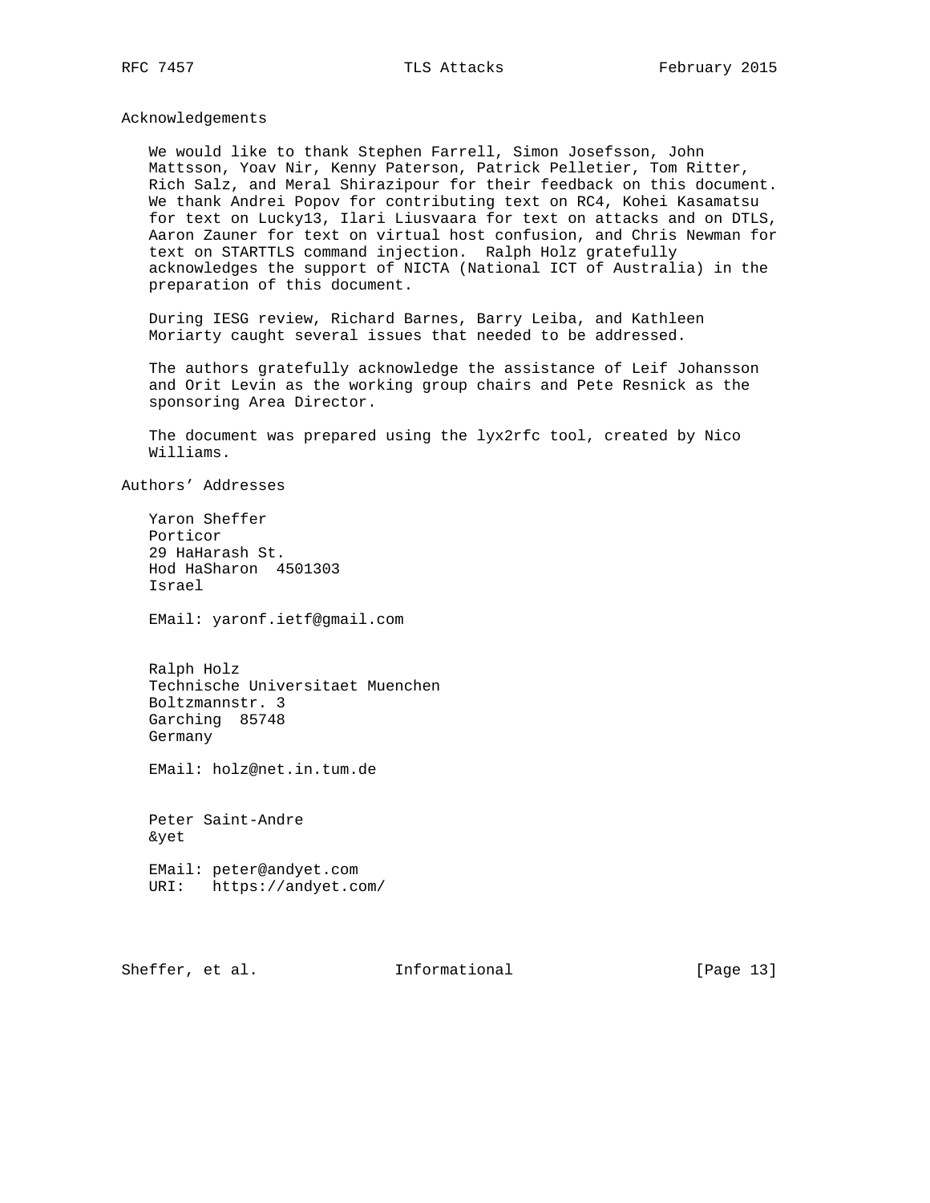## Acknowledgements

We would like to thank Stephen Farrell, Simon Josefsson, John Mattsson, Yoav Nir, Kenny Paterson, Patrick Pelletier, Tom Ritter, Rich Salz, and Meral Shirazipour for their feedback on this document. We thank Andrei Popov for contributing text on RC4, Kohei Kasamatsu for text on Lucky13, Ilari Liusvaara for text on attacks and on DTLS, Aaron Zauner for text on virtual host confusion, and Chris Newman for text on STARTTLS command injection. Ralph Holz gratefully acknowledges the support of NICTA (National ICT of Australia) in the preparation of this document.

During IESG review, Richard Barnes, Barry Leiba, and Kathleen Moriarty caught several issues that needed to be addressed.

The authors gratefully acknowledge the assistance of Leif Johansson and Orit Levin as the working group chairs and Pete Resnick as the sponsoring Area Director.

The document was prepared using the lyx2rfc tool, created by Nico Williams.

## Authors' Addresses

Yaron Sheffer
Porticor
29 HaHarash St.
Hod HaSharon  4501303
Israel

EMail: yaronf.ietf@gmail.com

Ralph Holz
Technische Universitaet Muenchen
Boltzmannstr. 3
Garching  85748
Germany

EMail: holz@net.in.tum.de

Peter Saint-Andre
&yet

EMail: peter@andyet.com
URI:   https://andyet.com/